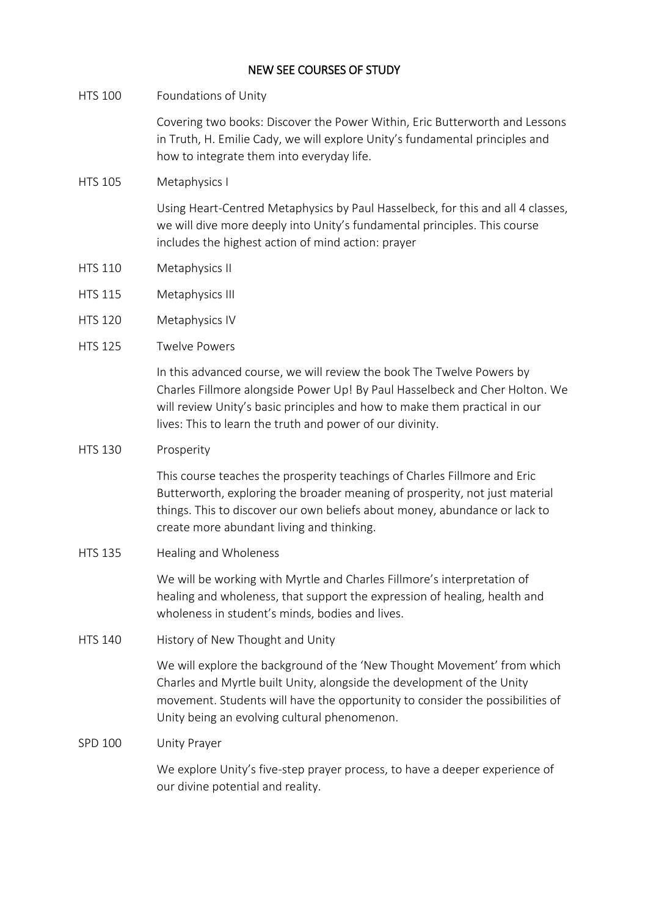# NEW SEE COURSES OF STUDY

**HTS 100** Foundations of Unity

Covering two books: Discover the Power Within, Eric Butterworth and Lessons in Truth, H. Emilie Cady, we will explore Unity's fundamental principles and how to integrate them into everyday life.

**HTS 105** Metaphysics I

Using Heart-Centred Metaphysics by Paul Hasselbeck, for this and all 4 classes, we will dive more deeply into Unity's fundamental principles. This course includes the highest action of mind action: prayer

**HTS 110** Metaphysics II

**HTS 115** Metaphysics III

**HTS 120** Metaphysics IV

**HTS 125** Twelve Powers

In this advanced course, we will review the book The Twelve Powers by Charles Fillmore alongside Power Up! By Paul Hasselbeck and Cher Holton. We will review Unity's basic principles and how to make them practical in our lives: This to learn the truth and power of our divinity.

**HTS 130** Prosperity

This course teaches the prosperity teachings of Charles Fillmore and Eric Butterworth, exploring the broader meaning of prosperity, not just material things. This to discover our own beliefs about money, abundance or lack to create more abundant living and thinking.

**HTS 135** Healing and Wholeness

We will be working with Myrtle and Charles Fillmore's interpretation of healing and wholeness, that support the expression of healing, health and wholeness in student's minds, bodies and lives.

**HTS 140** History of New Thought and Unity

We will explore the background of the 'New Thought Movement' from which Charles and Myrtle built Unity, alongside the development of the Unity movement. Students will have the opportunity to consider the possibilities of Unity being an evolving cultural phenomenon.

**SPD 100** Unity Prayer

We explore Unity's five-step prayer process, to have a deeper experience of our divine potential and reality.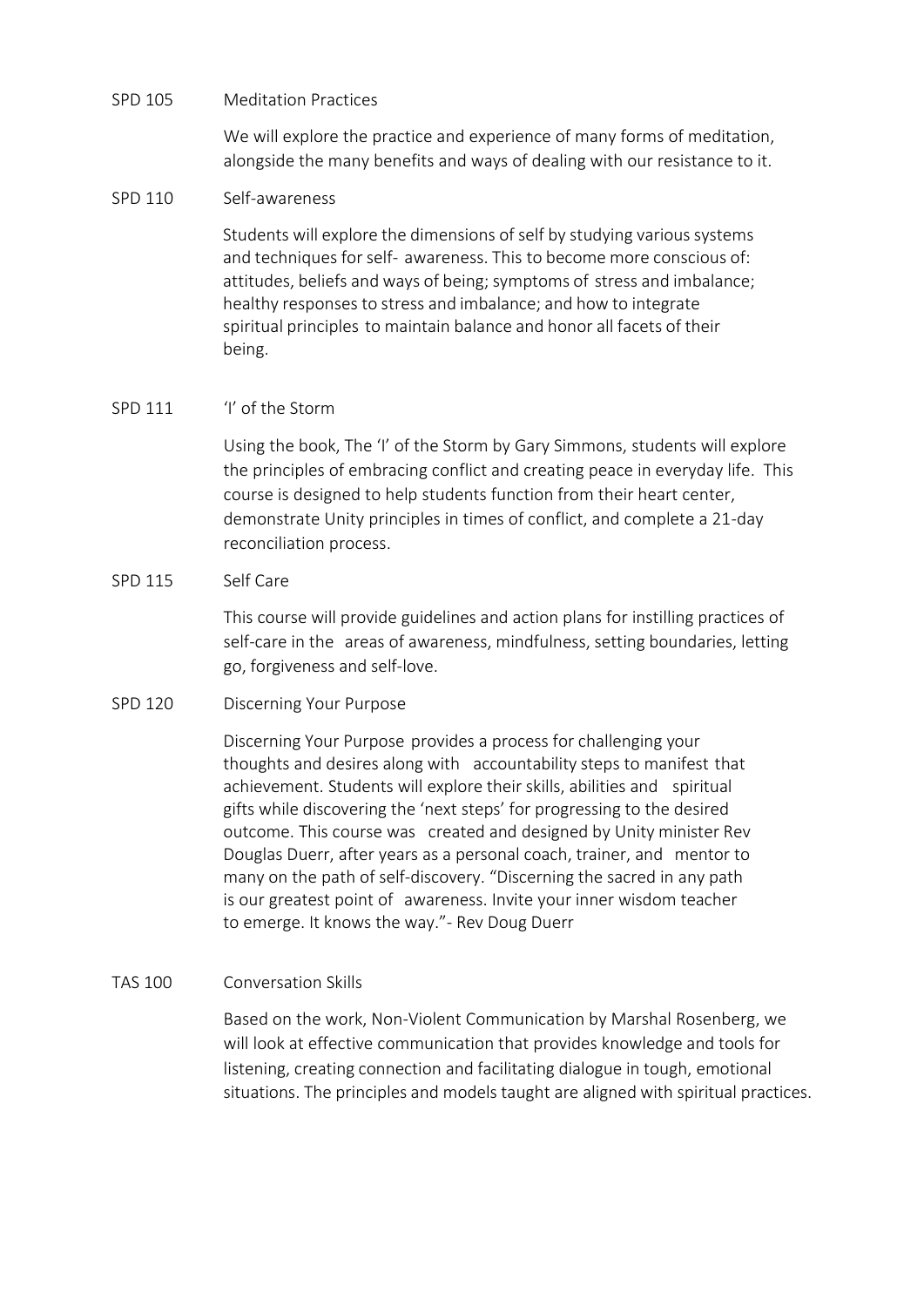SPD 105 Meditation Practices

We will explore the practice and experience of many forms of meditation, alongside the many benefits and ways of dealing with our resistance to it.

SPD 110 Self-awareness

Students will explore the dimensions of self by studying various systems and techniques for self- awareness. This to become more conscious of: attitudes, beliefs and ways of being; symptoms of stress and imbalance; healthy responses to stress and imbalance; and how to integrate spiritual principles to maintain balance and honor all facets of their being.

SPD 111 'I' of the Storm

Using the book, The 'I' of the Storm by Gary Simmons, students will explore the principles of embracing conflict and creating peace in everyday life. This course is designed to help students function from their heart center, demonstrate Unity principles in times of conflict, and complete a 21-day reconciliation process.

SPD 115 Self Care

This course will provide guidelines and action plans for instilling practices of self-care in the areas of awareness, mindfulness, setting boundaries, letting go, forgiveness and self-love.

SPD 120 Discerning Your Purpose

Discerning Your Purpose provides a process for challenging your thoughts and desires along with accountability steps to manifest that achievement. Students will explore their skills, abilities and spiritual gifts while discovering the 'next steps' for progressing to the desired outcome. This course was created and designed by Unity minister Rev Douglas Duerr, after years as a personal coach, trainer, and mentor to many on the path of self-discovery. "Discerning the sacred in any path is our greatest point of awareness. Invite your inner wisdom teacher to emerge. It knows the way."- Rev Doug Duerr

TAS 100 Conversation Skills

Based on the work, Non-Violent Communication by Marshal Rosenberg, we will look at effective communication that provides knowledge and tools for listening, creating connection and facilitating dialogue in tough, emotional situations. The principles and models taught are aligned with spiritual practices.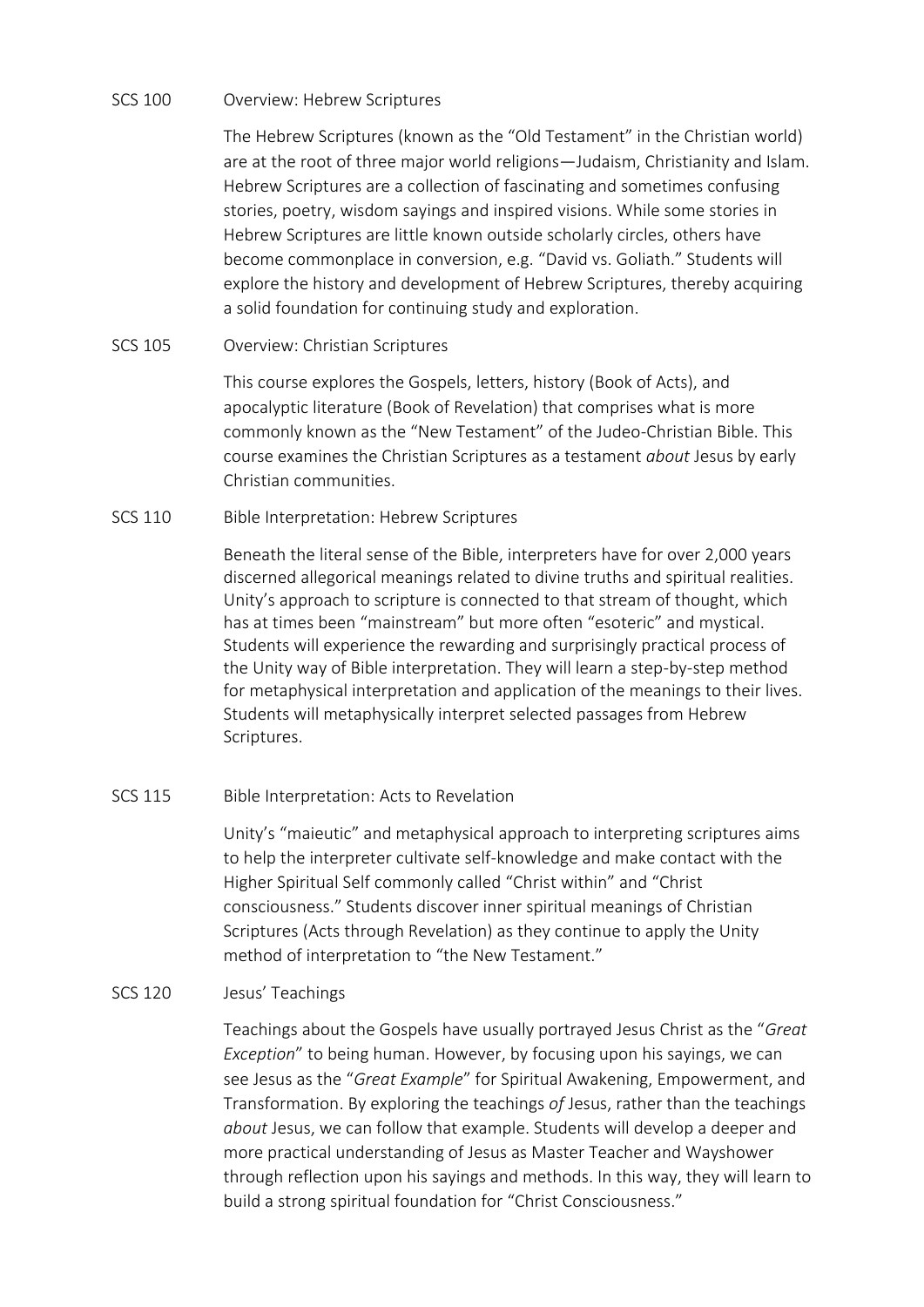**SCS 100 Overview: Hebrew Scriptures**

The Hebrew Scriptures (known as the "Old Testament" in the Christian world) are at the root of three major world religions—Judaism, Christianity and Islam. Hebrew Scriptures are a collection of fascinating and sometimes confusing stories, poetry, wisdom sayings and inspired visions. While some stories in Hebrew Scriptures are little known outside scholarly circles, others have become commonplace in conversion, e.g. "David vs. Goliath." Students will explore the history and development of Hebrew Scriptures, thereby acquiring a solid foundation for continuing study and exploration.

**SCS 105 Overview: Christian Scriptures**

This course explores the Gospels, letters, history (Book of Acts), and apocalyptic literature (Book of Revelation) that comprises what is more commonly known as the "New Testament" of the Judeo-Christian Bible. This course examines the Christian Scriptures as a testament *about* Jesus by early Christian communities.

**SCS 110 Bible Interpretation: Hebrew Scriptures**

Beneath the literal sense of the Bible, interpreters have for over 2,000 years discerned allegorical meanings related to divine truths and spiritual realities. Unity's approach to scripture is connected to that stream of thought, which has at times been "mainstream" but more often "esoteric" and mystical. Students will experience the rewarding and surprisingly practical process of the Unity way of Bible interpretation. They will learn a step-by-step method for metaphysical interpretation and application of the meanings to their lives. Students will metaphysically interpret selected passages from Hebrew Scriptures.

**SCS 115 Bible Interpretation: Acts to Revelation**

Unity's "maieutic" and metaphysical approach to interpreting scriptures aims to help the interpreter cultivate self-knowledge and make contact with the Higher Spiritual Self commonly called "Christ within" and "Christ consciousness." Students discover inner spiritual meanings of Christian Scriptures (Acts through Revelation) as they continue to apply the Unity method of interpretation to "the New Testament."

**SCS 120 Jesus' Teachings**

Teachings about the Gospels have usually portrayed Jesus Christ as the "*Great Exception*" to being human. However, by focusing upon his sayings, we can see Jesus as the "*Great Example*" for Spiritual Awakening, Empowerment, and Transformation. By exploring the teachings *of* Jesus, rather than the teachings *about* Jesus, we can follow that example. Students will develop a deeper and more practical understanding of Jesus as Master Teacher and Wayshower through reflection upon his sayings and methods. In this way, they will learn to build a strong spiritual foundation for "Christ Consciousness."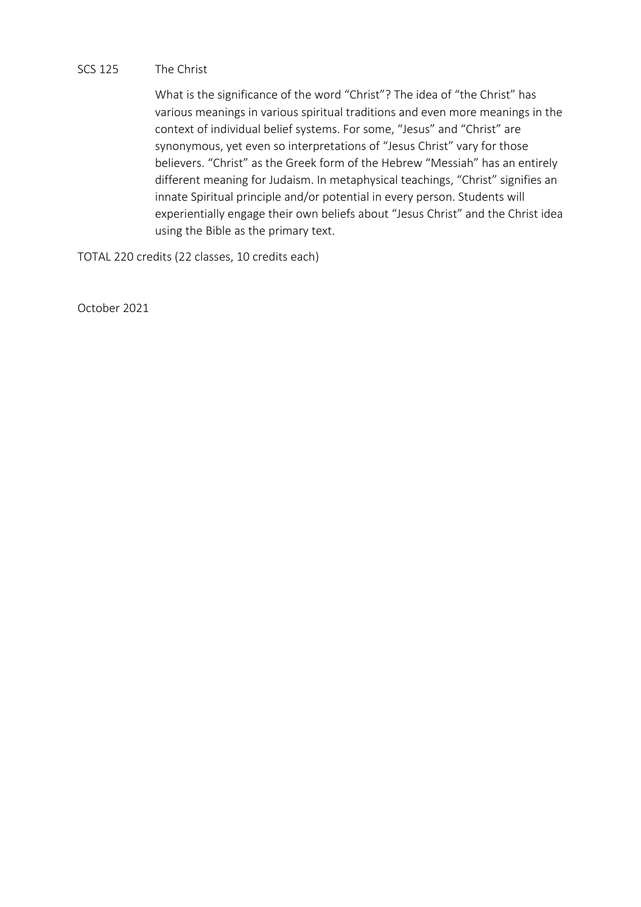SCS 125 The Christ

What is the significance of the word “Christ”? The idea of “the Christ” has various meanings in various spiritual traditions and even more meanings in the context of individual belief systems. For some, “Jesus” and “Christ” are synonymous, yet even so interpretations of “Jesus Christ” vary for those believers. “Christ” as the Greek form of the Hebrew “Messiah” has an entirely different meaning for Judaism. In metaphysical teachings, “Christ” signifies an innate Spiritual principle and/or potential in every person. Students will experientially engage their own beliefs about “Jesus Christ” and the Christ idea using the Bible as the primary text.

TOTAL 220 credits (22 classes, 10 credits each)

October 2021